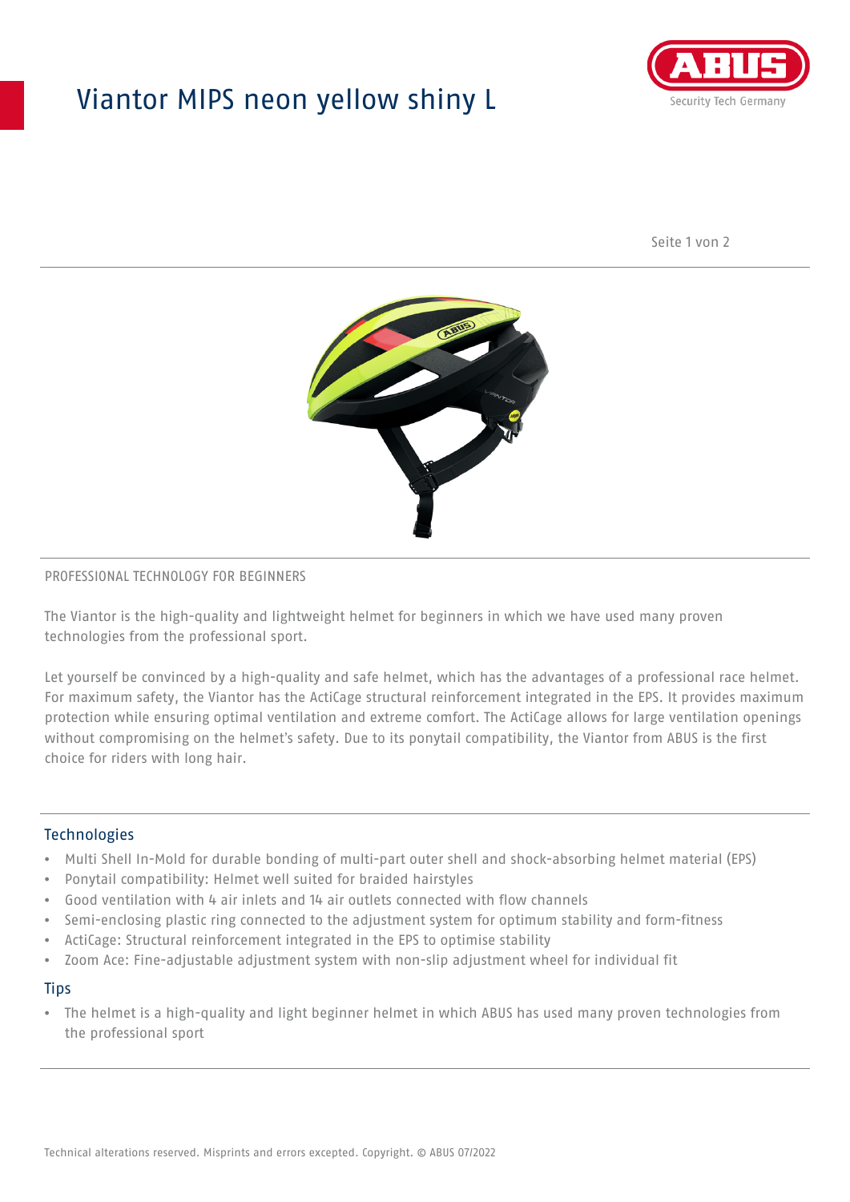# Viantor MIPS neon yellow shiny L

PROFESSIONAL TECHNOLOGY FOR BEGINNERS

The Viantor is the high-quality and lightweight helmet for beginners in which we have used many proven technologies from the professional sport.

Let yourself be convinced by a high-quality and safe helmet, which has the advantages of a professional race helmet. For maximum safety, the Viantor has the ActiCage structural reinforcement integrated in the EPS. It provides maximum protection while ensuring optimal ventilation and extreme comfort. The ActiCage allows for large ventilation openings without compromising on the helmet's safety. Due to its ponytail compatibility, the Viantor from ABUS is the first choice for riders with long hair.

## Technologies

- Multi Shell In-Mold for durable bonding of multi-part outer shell and shock-absorbing helmet material (EPS)
- Ponytail compatibility: Helmet well suited for braided hairstyles
- Good ventilation with 4 air inlets and 14 air outlets connected with flow channels
- Semi-enclosing plastic ring connected to the adjustment system for optimum stability and form-fitness
- ActiCage: Structural reinforcement integrated in the EPS to optimise stability
- Zoom Ace: Fine-adjustable adjustment system with non-slip adjustment wheel for individual fit

## Tips

- The helmet is a high-quality and light beginner helmet in which ABUS has used many proven technologies from the professional sport

Technical alterations reserved. Misprints and errors excepted. Copyright. © ABUS 07/2022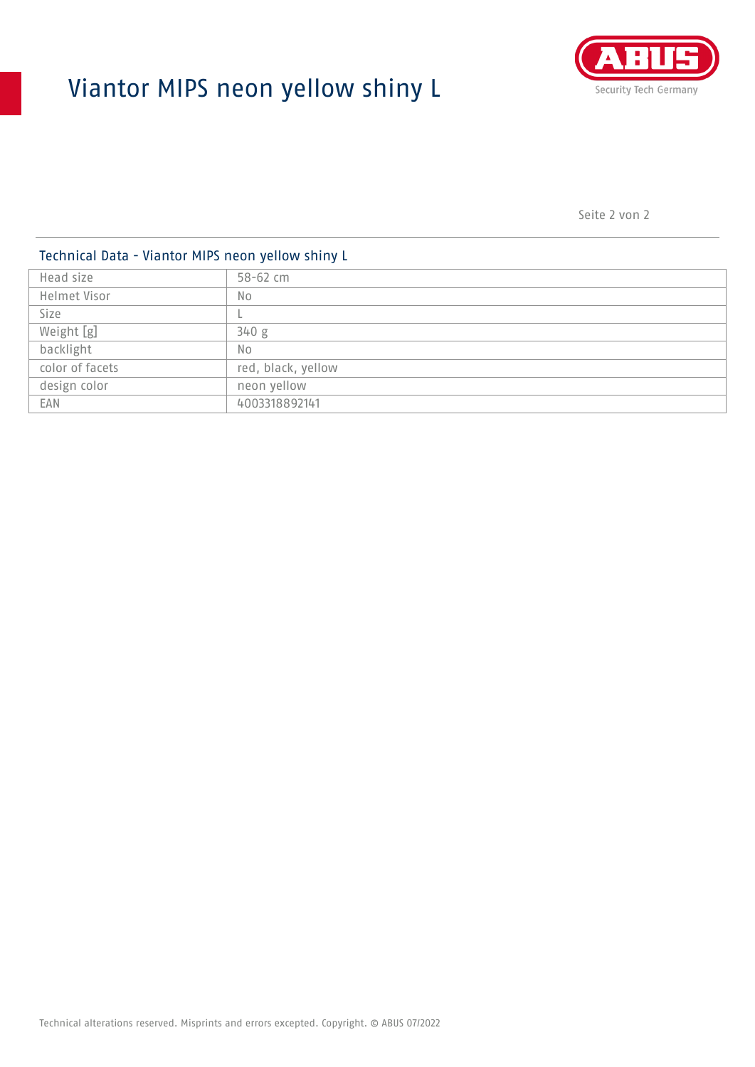# Viantor MIPS neon yellow shiny L

## Technical Data - Viantor MIPS neon yellow shiny L

| | |
|---|---|
| Head size | 58-62 cm |
| Helmet Visor | No |
| Size | L |
| Weight [g] | 340 g |
| backlight | No |
| color of facets | red, black, yellow |
| design color | neon yellow |
| EAN | 4003318892141 |

Technical alterations reserved. Misprints and errors excepted. Copyright. © ABUS 07/2022